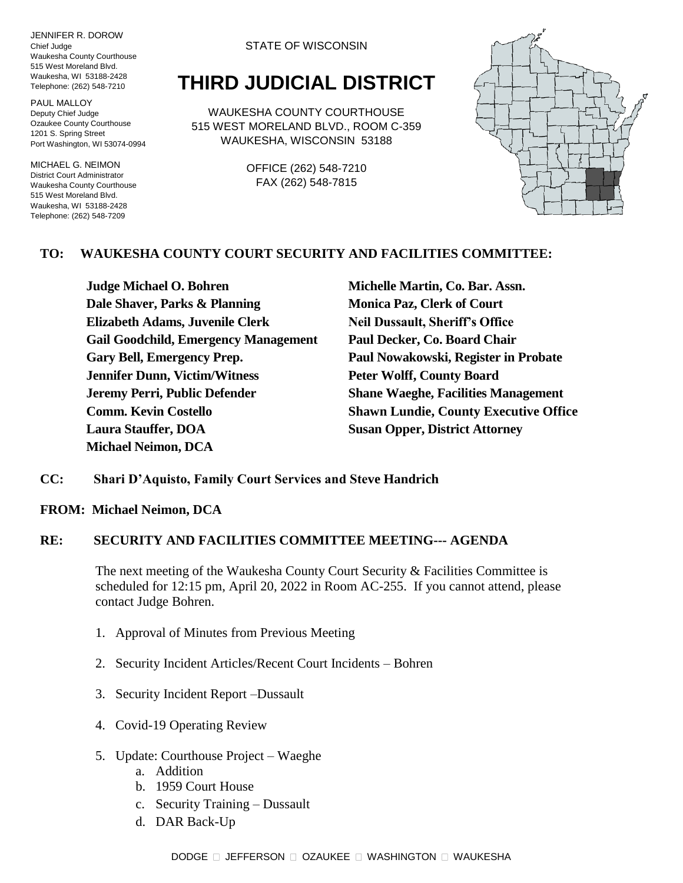JENNIFER R. DOROW
Chief Judge
Waukesha County Courthouse
515 West Moreland Blvd.
Waukesha, WI 53188-2428
Telephone: (262) 548-7210

PAUL MALLOY
Deputy Chief Judge
Ozaukee County Courthouse
1201 S. Spring Street
Port Washington, WI 53074-0994

MICHAEL G. NEIMON
District Court Administrator
Waukesha County Courthouse
515 West Moreland Blvd.
Waukesha, WI 53188-2428
Telephone: (262) 548-7209

STATE OF WISCONSIN

# THIRD JUDICIAL DISTRICT

WAUKESHA COUNTY COURTHOUSE
515 WEST MORELAND BLVD., ROOM C-359
WAUKESHA, WISCONSIN 53188

OFFICE (262) 548-7210
FAX (262) 548-7815

**TO: WAUKESHA COUNTY COURT SECURITY AND FACILITIES COMMITTEE:**

**Judge Michael O. Bohren**
**Dale Shaver, Parks & Planning**
**Elizabeth Adams, Juvenile Clerk**
**Gail Goodchild, Emergency Management**
**Gary Bell, Emergency Prep.**
**Jennifer Dunn, Victim/Witness**
**Jeremy Perri, Public Defender**
**Comm. Kevin Costello**
**Laura Stauffer, DOA**
**Michael Neimon, DCA**
**Michelle Martin, Co. Bar. Assn.**
**Monica Paz, Clerk of Court**
**Neil Dussault, Sheriff's Office**
**Paul Decker, Co. Board Chair**
**Paul Nowakowski, Register in Probate**
**Peter Wolff, County Board**
**Shane Waeghe, Facilities Management**
**Shawn Lundie, County Executive Office**
**Susan Opper, District Attorney**

**CC: Shari D'Aquisto, Family Court Services and Steve Handrich**

**FROM: Michael Neimon, DCA**

**RE: SECURITY AND FACILITIES COMMITTEE MEETING--- AGENDA**

The next meeting of the Waukesha County Court Security & Facilities Committee is scheduled for 12:15 pm, April 20, 2022 in Room AC-255. If you cannot attend, please contact Judge Bohren.

1. Approval of Minutes from Previous Meeting
2. Security Incident Articles/Recent Court Incidents – Bohren
3. Security Incident Report –Dussault
4. Covid-19 Operating Review
5. Update: Courthouse Project – Waeghe
   a. Addition
   b. 1959 Court House
   c. Security Training – Dussault
   d. DAR Back-Up

DODGE □ JEFFERSON □ OZAUKEE □ WASHINGTON □ WAUKESHA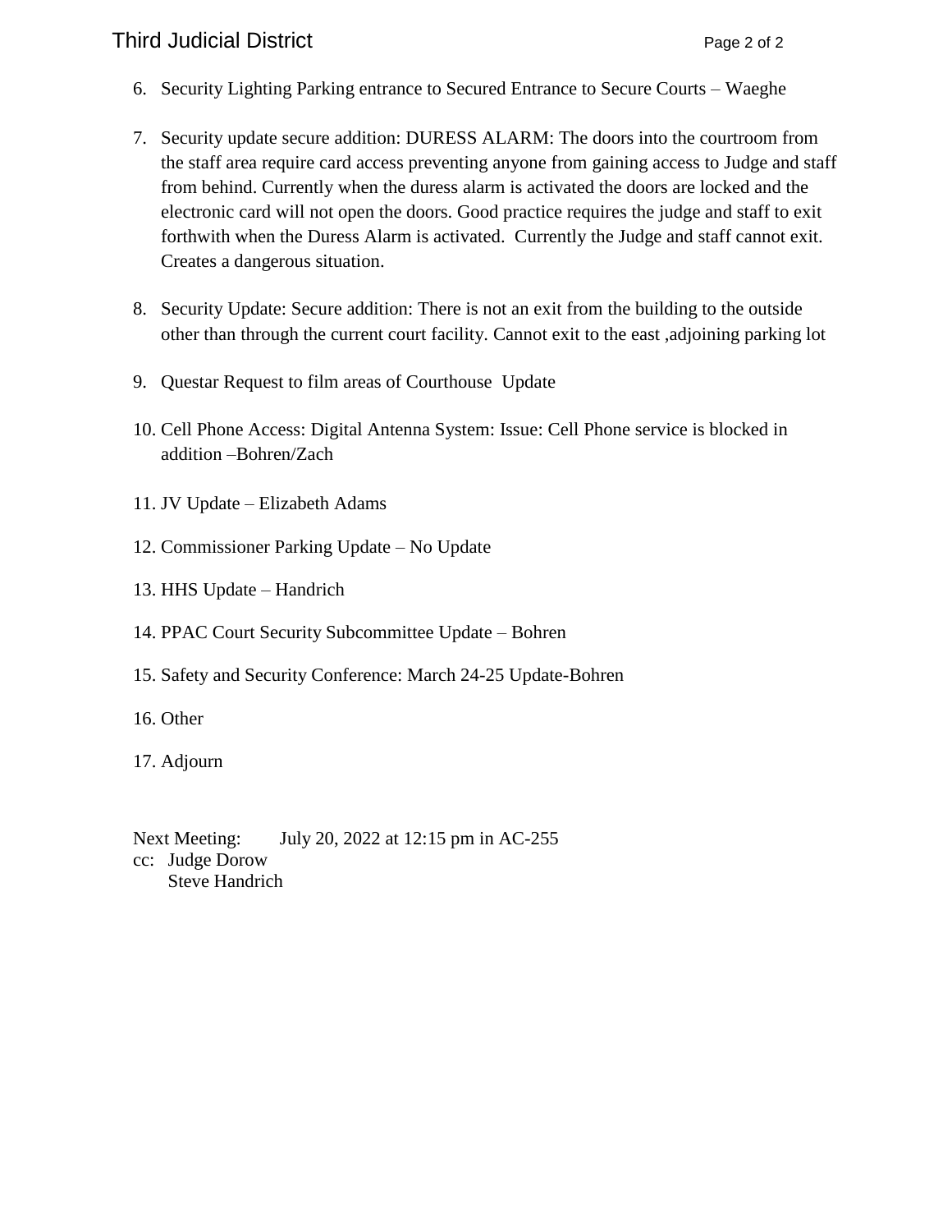6. Security Lighting Parking entrance to Secured Entrance to Secure Courts – Waeghe

7. Security update secure addition: DURESS ALARM: The doors into the courtroom from the staff area require card access preventing anyone from gaining access to Judge and staff from behind. Currently when the duress alarm is activated the doors are locked and the electronic card will not open the doors. Good practice requires the judge and staff to exit forthwith when the Duress Alarm is activated. Currently the Judge and staff cannot exit. Creates a dangerous situation.

8. Security Update: Secure addition: There is not an exit from the building to the outside other than through the current court facility. Cannot exit to the east ,adjoining parking lot

9. Questar Request to film areas of Courthouse Update

10. Cell Phone Access: Digital Antenna System: Issue: Cell Phone service is blocked in addition –Bohren/Zach

11. JV Update – Elizabeth Adams

12. Commissioner Parking Update – No Update

13. HHS Update – Handrich

14. PPAC Court Security Subcommittee Update – Bohren

15. Safety and Security Conference: March 24-25 Update-Bohren

16. Other

17. Adjourn

Next Meeting: July 20, 2022 at 12:15 pm in AC-255

cc: Judge Dorow
Steve Handrich